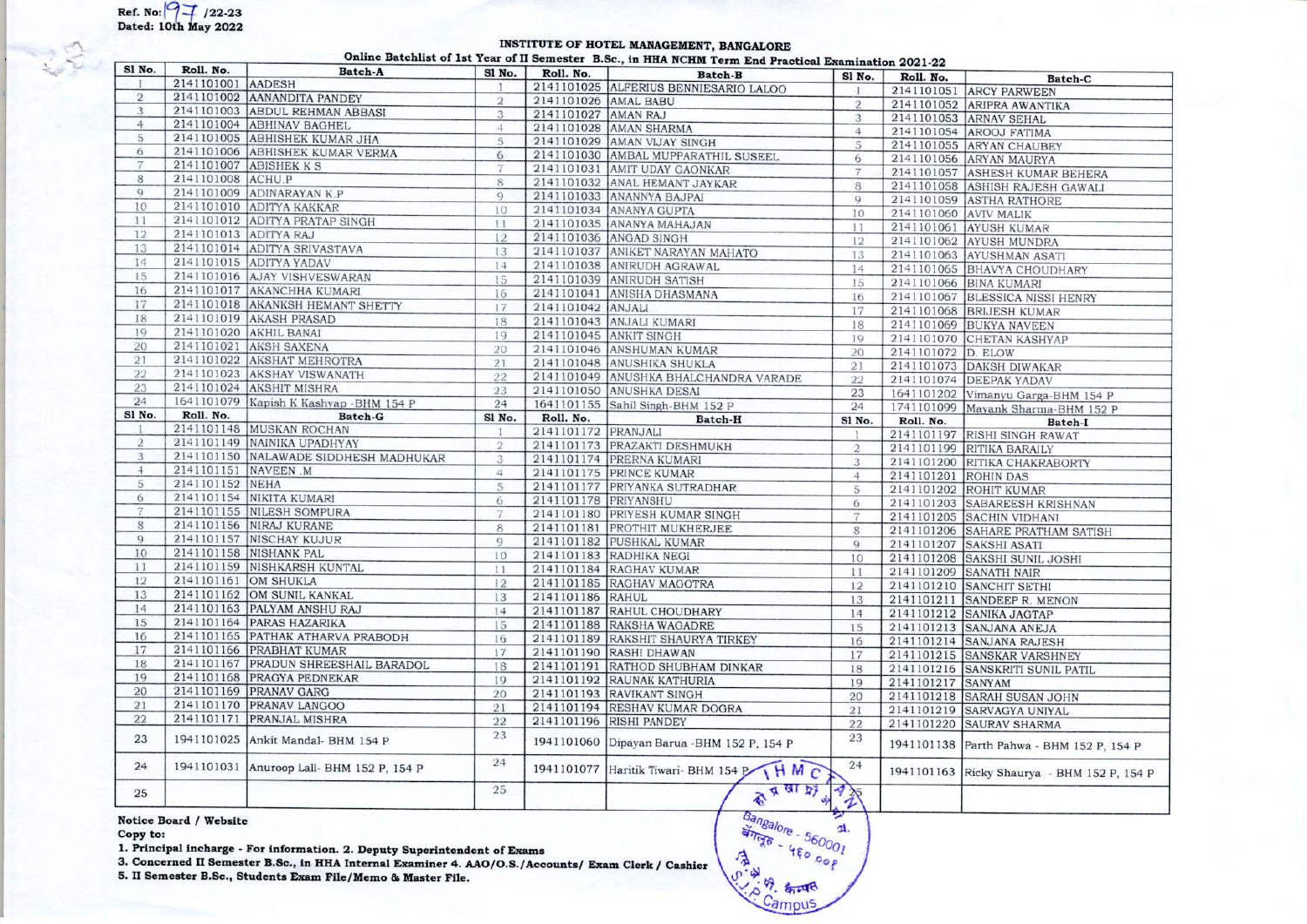Ref. No: 97 /22-23
Dated: 10th May 2022

**INSTITUTE OF HOTEL MANAGEMENT, BANGALORE**

**Online Batchlist of 1st Year of II Semester B.Sc., in HHA NCHM Term End Practical Examination 2021-22**

| Sl No. | Roll. No. | Batch-A | Sl No. | Roll. No. | Batch-B | Sl No. | Roll. No. | Batch-C |
|---|---|---|---|---|---|---|---|---|
| 1 | 2141101001 | AADESH | 1 | 2141101025 | ALFERIUS BENNIESARIO LALOO | 1 | 2141101051 | ARCY PARWEEN |
| 2 | 2141101002 | AANANDITA PANDEY | 2 | 2141101026 | AMAL BABU | 2 | 2141101052 | ARIPRA AWANTIKA |
| 3 | 2141101003 | ABDUL REHMAN ABBASI | 3 | 2141101027 | AMAN RAJ | 3 | 2141101053 | ARNAV SEHAL |
| 4 | 2141101004 | ABHINAV BAGHEL | 4 | 2141101028 | AMAN SHARMA | 4 | 2141101054 | AROOJ FATIMA |
| 5 | 2141101005 | ABHISHEK KUMAR JHA | 5 | 2141101029 | AMAN VIJAY SINGH | 5 | 2141101055 | ARYAN CHAUBEY |
| 6 | 2141101006 | ABHISHEK KUMAR VERMA | 6 | 2141101030 | AMBAL MUPPARATHIL SUSEEL | 6 | 2141101056 | ARYAN MAURYA |
| 7 | 2141101007 | ABISHEK K S | 7 | 2141101031 | AMIT UDAY GAONKAR | 7 | 2141101057 | ASHESH KUMAR BEHERA |
| 8 | 2141101008 | ACHU.P | 8 | 2141101032 | ANAL HEMANT JAYKAR | 8 | 2141101058 | ASHISH RAJESH GAWALI |
| 9 | 2141101009 | ADINARAYAN K.P | 9 | 2141101033 | ANANNYA BAJPAI | 9 | 2141101059 | ASTHA RATHORE |
| 10 | 2141101010 | ADITYA KAKKAR | 10 | 2141101034 | ANANYA GUPTA | 10 | 2141101060 | AVIV MALIK |
| 11 | 2141101012 | ADITYA PRATAP SINGH | 11 | 2141101035 | ANANYA MAHAJAN | 11 | 2141101061 | AYUSH KUMAR |
| 12 | 2141101013 | ADITYA RAJ | 12 | 2141101036 | ANGAD SINGH | 12 | 2141101062 | AYUSH MUNDRA |
| 13 | 2141101014 | ADITYA SRIVASTAVA | 13 | 2141101037 | ANIKET NARAYAN MAHATO | 13 | 2141101063 | AYUSHMAN ASATI |
| 14 | 2141101015 | ADITYA YADAV | 14 | 2141101038 | ANIRUDH AGRAWAL | 14 | 2141101065 | BHAVYA CHOUDHARY |
| 15 | 2141101016 | AJAY VISHVESWARAN | 15 | 2141101039 | ANIRUDH SATISH | 15 | 2141101066 | BINA KUMARI |
| 16 | 2141101017 | AKANCHHA KUMARI | 16 | 2141101041 | ANISHA DHASMANA | 16 | 2141101067 | BLESSICA NISSI HENRY |
| 17 | 2141101018 | AKANKSH HEMANT SHETTY | 17 | 2141101042 | ANJALI | 17 | 2141101068 | BRIJESH KUMAR |
| 18 | 2141101019 | AKASH PRASAD | 18 | 2141101043 | ANJALI KUMARI | 18 | 2141101069 | BUKYA NAVEEN |
| 19 | 2141101020 | AKHIL BANAI | 19 | 2141101045 | ANKIT SINGH | 19 | 2141101070 | CHETAN KASHYAP |
| 20 | 2141101021 | AKSH SAXENA | 20 | 2141101046 | ANSHUMAN KUMAR | 20 | 2141101072 | D. ELOW |
| 21 | 2141101022 | AKSHAT MEHROTRA | 21 | 2141101048 | ANUSHKA SHUKLA | 21 | 2141101073 | DAKSH DIWAKAR |
| 22 | 2141101023 | AKSHAY VISWANATH | 22 | 2141101049 | ANUSHKA BHALCHANDRA VARADE | 22 | 2141101074 | DEEPAK YADAV |
| 23 | 2141101024 | AKSHIT MISHRA | 23 | 2141101050 | ANUSHKA DESAI | 23 | 1641101202 | Vimanyu Garga-BHM 154 P |
| 24 | 1641101079 | Kapish K Kashyap -BHM 154 P | 24 | 1641101155 | Sahil Singh-BHM 152 P | 24 | 1741101099 | Mayank Sharma-BHM 152 P |
| **Sl No.** | **Roll. No.** | **Batch-G** | **Sl No.** | **Roll. No.** | **Batch-H** | **Sl No.** | **Roll. No.** | **Batch-I** |
| 1 | 2141101148 | MUSKAN ROCHAN | 1 | 2141101172 | PRANJALI | 1 | 2141101197 | RISHI SINGH RAWAT |
| 2 | 2141101149 | NAINIKA UPADHYAY | 2 | 2141101173 | PRAZAKTI DESHMUKH | 2 | 2141101199 | RITIKA BARAILY |
| 3 | 2141101150 | NALAWADE SIDDHESH MADHUKAR | 3 | 2141101174 | PRERNA KUMARI | 3 | 2141101200 | RITIKA CHAKRABORTY |
| 4 | 2141101151 | NAVEEN .M | 4 | 2141101175 | PRINCE KUMAR | 4 | 2141101201 | ROHIN DAS |
| 5 | 2141101152 | NEHA | 5 | 2141101177 | PRIYANKA SUTRADHAR | 5 | 2141101202 | ROHIT KUMAR |
| 6 | 2141101154 | NIKITA KUMARI | 6 | 2141101178 | PRIYANSHU | 6 | 2141101203 | SABAREESH KRISHNAN |
| 7 | 2141101155 | NILESH SOMPURA | 7 | 2141101180 | PRIYESH KUMAR SINGH | 7 | 2141101205 | SACHIN VIDHANI |
| 8 | 2141101156 | NIRAJ KURANE | 8 | 2141101181 | PROTHIT MUKHERJEE | 8 | 2141101206 | SAHARE PRATHAM SATISH |
| 9 | 2141101157 | NISCHAY KUJUR | 9 | 2141101182 | PUSHKAL KUMAR | 9 | 2141101207 | SAKSHI ASATI |
| 10 | 2141101158 | NISHANK PAL | 10 | 2141101183 | RADHIKA NEGI | 10 | 2141101208 | SAKSHI SUNIL JOSHI |
| 11 | 2141101159 | NISHKARSH KUNTAL | 11 | 2141101184 | RAGHAV KUMAR | 11 | 2141101209 | SANATH NAIR |
| 12 | 2141101161 | OM SHUKLA | 12 | 2141101185 | RAGHAV MAGOTRA | 12 | 2141101210 | SANCHIT SETHI |
| 13 | 2141101162 | OM SUNIL KANKAL | 13 | 2141101186 | RAHUL | 13 | 2141101211 | SANDEEP R. MENON |
| 14 | 2141101163 | PALYAM ANSHU RAJ | 14 | 2141101187 | RAHUL CHOUDHARY | 14 | 2141101212 | SANIKA JAGTAP |
| 15 | 2141101164 | PARAS HAZARIKA | 15 | 2141101188 | RAKSHA WAGADRE | 15 | 2141101213 | SANJANA ANEJA |
| 16 | 2141101165 | PATHAK ATHARVA PRABODH | 16 | 2141101189 | RAKSHIT SHAURYA TIRKEY | 16 | 2141101214 | SANJANA RAJESH |
| 17 | 2141101166 | PRABHAT KUMAR | 17 | 2141101190 | RASHI DHAWAN | 17 | 2141101215 | SANSKAR VARSHNEY |
| 18 | 2141101167 | PRADUN SHREESHAIL BARADOL | 18 | 2141101191 | RATHOD SHUBHAM DINKAR | 18 | 2141101216 | SANSKRITI SUNIL PATIL |
| 19 | 2141101168 | PRAGYA PEDNEKAR | 19 | 2141101192 | RAUNAK KATHURIA | 19 | 2141101217 | SANYAM |
| 20 | 2141101169 | PRANAV GARG | 20 | 2141101193 | RAVIKANT SINGH | 20 | 2141101218 | SARAH SUSAN JOHN |
| 21 | 2141101170 | PRANAV LANGOO | 21 | 2141101194 | RESHAV KUMAR DOGRA | 21 | 2141101219 | SARVAGYA UNIYAL |
| 22 | 2141101171 | PRANJAL MISHRA | 22 | 2141101196 | RISHI PANDEY | 22 | 2141101220 | SAURAV SHARMA |
| 23 | 1941101025 | Ankit Mandal- BHM 154 P | 23 | 1941101060 | Dipayan Barua -BHM 152 P, 154 P | 23 | 1941101138 | Parth Pahwa - BHM 152 P, 154 P |
| 24 | 1941101031 | Anuroop Lall- BHM 152 P, 154 P | 24 | 1941101077 | Haritik Tiwari- BHM 154 P | 24 | 1941101163 | Ricky Shaurya - BHM 152 P, 154 P |
| 25 | | | 25 | | | 25 | | |

**Notice Board / Website**

**Copy to:**

**1. Principal incharge - For information. 2. Deputy Superintendent of Exams**

**3. Concerned II Semester B.Sc., in HHA Internal Examiner 4. AAO/O.S./Accounts/ Exam Clerk / Cashier**

**5. II Semester B.Sc., Students Exam File/Memo & Master File.**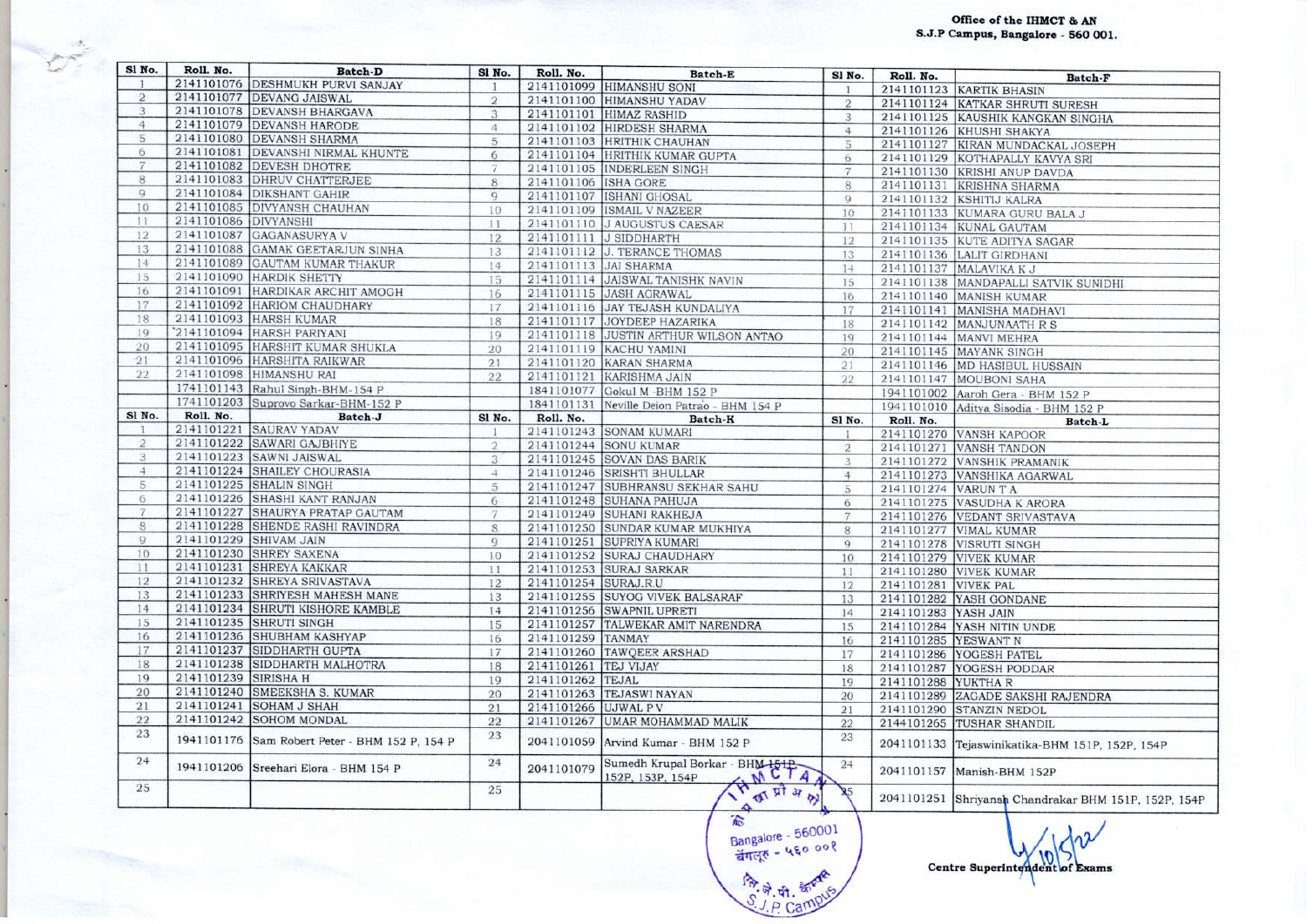**Office of the IHMCT & AN**
**S.J.P Campus, Bangalore - 560 001.**

| Sl No. | Roll. No. | Batch-D | Sl No. | Roll. No. | Batch-E | Sl No. | Roll. No. | Batch-F |
|---|---|---|---|---|---|---|---|---|
| 1 | 2141101076 | DESHMUKH PURVI SANJAY | 1 | 2141101099 | HIMANSHU SONI | 1 | 2141101123 | KARTIK BHASIN |
| 2 | 2141101077 | DEVANG JAISWAL | 2 | 2141101100 | HIMANSHU YADAV | 2 | 2141101124 | KATKAR SHRUTI SURESH |
| 3 | 2141101078 | DEVANSH BHARGAVA | 3 | 2141101101 | HIMAZ RASHID | 3 | 2141101125 | KAUSHIK KANGKAN SINGHA |
| 4 | 2141101079 | DEVANSH HARODE | 4 | 2141101102 | HIRDESH SHARMA | 4 | 2141101126 | KHUSHI SHAKYA |
| 5 | 2141101080 | DEVANSH SHARMA | 5 | 2141101103 | HRITHIK CHAUHAN | 5 | 2141101127 | KIRAN MUNDACKAL JOSEPH |
| 6 | 2141101081 | DEVANSHI NIRMAL KHUNTE | 6 | 2141101104 | HRITHIK KUMAR GUPTA | 6 | 2141101129 | KOTHAPALLY KAVYA SRI |
| 7 | 2141101082 | DEVESH DHOTRE | 7 | 2141101105 | INDERLEEN SINGH | 7 | 2141101130 | KRISHI ANUP DAVDA |
| 8 | 2141101083 | DHRUV CHATTERJEE | 8 | 2141101106 | ISHA GORE | 8 | 2141101131 | KRISHNA SHARMA |
| 9 | 2141101084 | DIKSHANT GAHIR | 9 | 2141101107 | ISHANI GHOSAL | 9 | 2141101132 | KSHITIJ KALRA |
| 10 | 2141101085 | DIVYANSH CHAUHAN | 10 | 2141101109 | ISMAIL V NAZEER | 10 | 2141101133 | KUMARA GURU BALA J |
| 11 | 2141101086 | DIVYANSHI | 11 | 2141101110 | J AUGUSTUS CAESAR | 11 | 2141101134 | KUNAL GAUTAM |
| 12 | 2141101087 | GAGANASURYA V | 12 | 2141101111 | J SIDDHARTH | 12 | 2141101135 | KUTE ADITYA SAGAR |
| 13 | 2141101088 | GAMAK GEETARJUN SINHA | 13 | 2141101112 | J. TERANCE THOMAS | 13 | 2141101136 | LALIT GIRDHANI |
| 14 | 2141101089 | GAUTAM KUMAR THAKUR | 14 | 2141101113 | JAI SHARMA | 14 | 2141101137 | MALAVIKA K J |
| 15 | 2141101090 | HARDIK SHETTY | 15 | 2141101114 | JAISWAL TANISHK NAVIN | 15 | 2141101138 | MANDAPALLI SATVIK SUNIDHI |
| 16 | 2141101091 | HARDIKAR ARCHIT AMOGH | 16 | 2141101115 | JASH AGRAWAL | 16 | 2141101140 | MANISH KUMAR |
| 17 | 2141101092 | HARIOM CHAUDHARY | 17 | 2141101116 | JAY TEJASH KUNDALIYA | 17 | 2141101141 | MANISHA MADHAVI |
| 18 | 2141101093 | HARSH KUMAR | 18 | 2141101117 | JOYDEEP HAZARIKA | 18 | 2141101142 | MANJUNAATH R S |
| 19 | 2141101094 | HARSH PARIYANI | 19 | 2141101118 | JUSTIN ARTHUR WILSON ANTAO | 19 | 2141101144 | MANVI MEHRA |
| 20 | 2141101095 | HARSHIT KUMAR SHUKLA | 20 | 2141101119 | KACHU YAMINI | 20 | 2141101145 | MAYANK SINGH |
| 21 | 2141101096 | HARSHITA RAIKWAR | 21 | 2141101120 | KARAN SHARMA | 21 | 2141101146 | MD HASIBUL HUSSAIN |
| 22 | 2141101098 | HIMANSHU RAI | 22 | 2141101121 | KARISHMA JAIN | 22 | 2141101147 | MOUBONI SAHA |
| | 1741101143 | Rahul Singh-BHM-154 P | | 1841101077 | Gokul M -BHM 152 P | | 1941101002 | Aaroh Gera - BHM 152 P |
| | 1741101203 | Suprovo Sarkar-BHM-152 P | | 1841101131 | Neville Deion Patrao - BHM 154 P | | 1941101010 | Aditya Sisodia - BHM 152 P |
| **Sl No.** | **Roll. No.** | **Batch-J** | **Sl No.** | **Roll. No.** | **Batch-K** | **Sl No.** | **Roll. No.** | **Batch-L** |
| 1 | 2141101221 | SAURAV YADAV | 1 | 2141101243 | SONAM KUMARI | 1 | 2141101270 | VANSH KAPOOR |
| 2 | 2141101222 | SAWARI GAJBHIYE | 2 | 2141101244 | SONU KUMAR | 2 | 2141101271 | VANSH TANDON |
| 3 | 2141101223 | SAWNI JAISWAL | 3 | 2141101245 | SOVAN DAS BARIK | 3 | 2141101272 | VANSHIK PRAMANIK |
| 4 | 2141101224 | SHAILEY CHOURASIA | 4 | 2141101246 | SRISHTI BHULLAR | 4 | 2141101273 | VANSHIKA AGARWAL |
| 5 | 2141101225 | SHALIN SINGH | 5 | 2141101247 | SUBHRANSU SEKHAR SAHU | 5 | 2141101274 | VARUN T A |
| 6 | 2141101226 | SHASHI KANT RANJAN | 6 | 2141101248 | SUHANA PAHUJA | 6 | 2141101275 | VASUDHA K ARORA |
| 7 | 2141101227 | SHAURYA PRATAP GAUTAM | 7 | 2141101249 | SUHANI RAKHEJA | 7 | 2141101276 | VEDANT SRIVASTAVA |
| 8 | 2141101228 | SHENDE RASHI RAVINDRA | 8 | 2141101250 | SUNDAR KUMAR MUKHIYA | 8 | 2141101277 | VIMAL KUMAR |
| 9 | 2141101229 | SHIVAM JAIN | 9 | 2141101251 | SUPRIYA KUMARI | 9 | 2141101278 | VISRUTI SINGH |
| 10 | 2141101230 | SHREY SAXENA | 10 | 2141101252 | SURAJ CHAUDHARY | 10 | 2141101279 | VIVEK KUMAR |
| 11 | 2141101231 | SHREYA KAKKAR | 11 | 2141101253 | SURAJ SARKAR | 11 | 2141101280 | VIVEK KUMAR |
| 12 | 2141101232 | SHREYA SRIVASTAVA | 12 | 2141101254 | SURAJ.R.U | 12 | 2141101281 | VIVEK PAL |
| 13 | 2141101233 | SHRIYESH MAHESH MANE | 13 | 2141101255 | SUYOG VIVEK BALSARAF | 13 | 2141101282 | YASH GONDANE |
| 14 | 2141101234 | SHRUTI KISHORE KAMBLE | 14 | 2141101256 | SWAPNIL UPRETI | 14 | 2141101283 | YASH JAIN |
| 15 | 2141101235 | SHRUTI SINGH | 15 | 2141101257 | TALWEKAR AMIT NARENDRA | 15 | 2141101284 | YASH NITIN UNDE |
| 16 | 2141101236 | SHUBHAM KASHYAP | 16 | 2141101259 | TANMAY | 16 | 2141101285 | YESWANT N |
| 17 | 2141101237 | SIDDHARTH GUPTA | 17 | 2141101260 | TAWQEER ARSHAD | 17 | 2141101286 | YOGESH PATEL |
| 18 | 2141101238 | SIDDHARTH MALHOTRA | 18 | 2141101261 | TEJ VIJAY | 18 | 2141101287 | YOGESH PODDAR |
| 19 | 2141101239 | SIRISHA H | 19 | 2141101262 | TEJAL | 19 | 2141101288 | YUKTHA R |
| 20 | 2141101240 | SMEEKSHA S. KUMAR | 20 | 2141101263 | TEJASWI NAYAN | 20 | 2141101289 | ZAGADE SAKSHI RAJENDRA |
| 21 | 2141101241 | SOHAM J SHAH | 21 | 2141101266 | UJWAL P V | 21 | 2141101290 | STANZIN NEDOL |
| 22 | 2141101242 | SOHOM MONDAL | 22 | 2141101267 | UMAR MOHAMMAD MALIK | 22 | 2144101265 | TUSHAR SHANDIL |
| 23 | 1941101176 | Sam Robert Peter - BHM 152 P, 154 P | 23 | 2041101059 | Arvind Kumar - BHM 152 P | 23 | 2041101133 | Tejaswinikatika-BHM 151P, 152P, 154P |
| 24 | 1941101206 | Sreehari Elora - BHM 154 P | 24 | 2041101079 | Sumedh Krupal Borkar - BHM 151P, 152P, 153P, 154P | 24 | 2041101157 | Manish-BHM 152P |
| 25 | | | 25 | | | 25 | 2041101251 | Shriyansh Chandrakar BHM 151P, 152P, 154P |

Bangalore - 560001

S.J.P Campus

**Centre Superintendent of Exams**